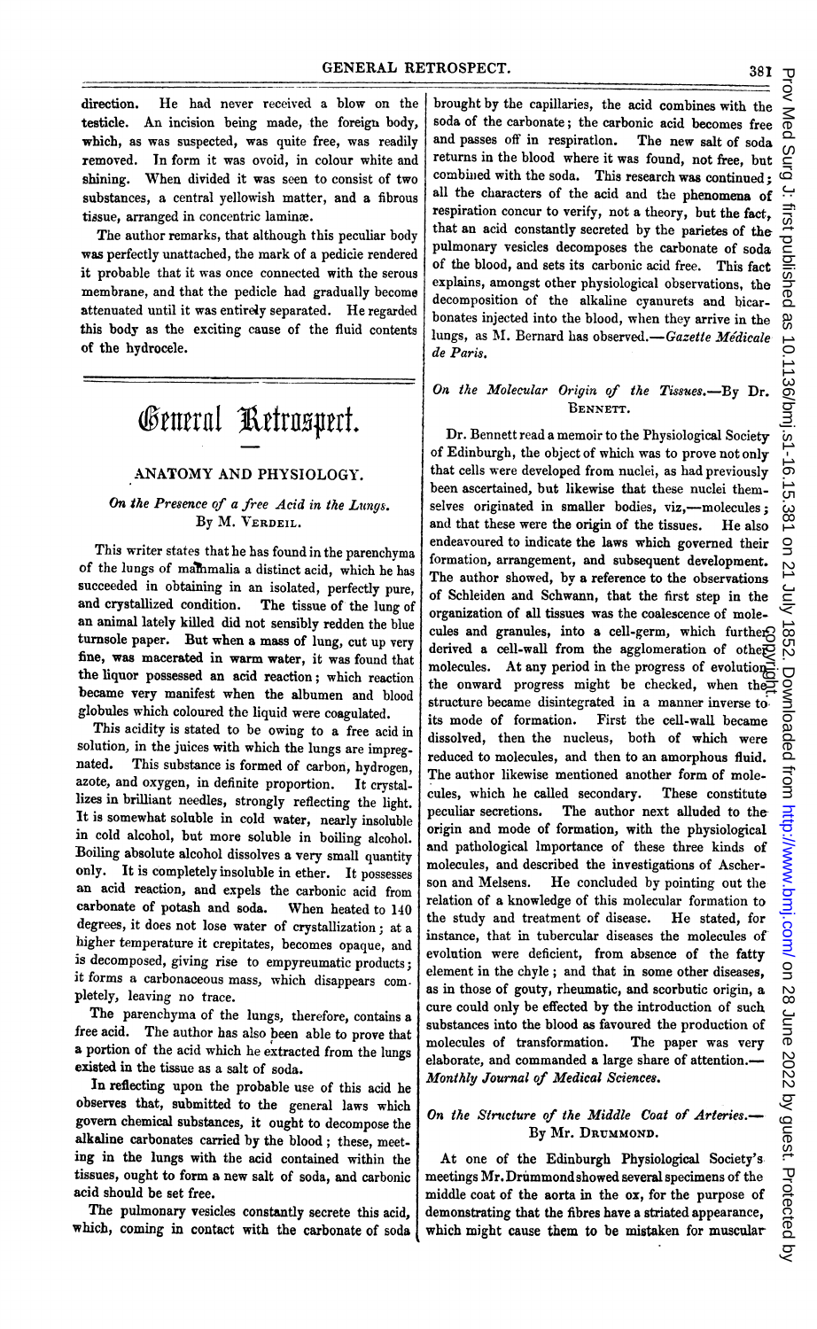direction. He had never received a blow on the testicle. An incision being made, the foreign body, which, as was suspected, was quite free, was readily removed. In form it was ovoid, in colour white and shining. When divided it was seen to consist of two substances, a central yellowish matter, and a fibrous tissue, arranged in concentric laminæ.

The author remarks, that although this peculiar body was perfectly unattached, the mark of a pedicle rendered it probable that it was once connected with the serous membrane, and that the pedicle had gradually become attenuated until it was entirely separated. He regarded this body as the exciting cause of the fluid contents of the hydrocele.

# General Retrospect.

## ANATOMY AND PHYSIOLOGY.

### *On the Presence of a free Acid in the Lungs.* By M. Verdeil.

This writer states that he has found in the parenchyma of the lungs of mammalia a distinct acid, which he has succeeded in obtaining in an isolated, perfectly pure, and crystallized condition. The tissue of the lung of an animal lately killed did not sensibly redden the blue turnsole paper. But when a mass of lung, cut up very fine, was macerated in warm water, it was found that the liquor possessed an acid reaction; which reaction became very manifest when the albumen and blood globules which coloured the liquid were coagulated.

This acidity is stated to be owing to a free acid in solution, in the juices with which the lungs are impregnated. This substance is formed of carbon, hydrogen, azote, and oxygen, in definite proportion. It crystallizes in brilliant needles, strongly reflecting the light. It is somewhat soluble in cold water, nearly insoluble in cold alcohol, but more soluble in boiling alcohol. Boiling absolute alcohol dissolves a very small quantity only. It is completely insoluble in ether. It possesses an acid reaction, and expels the carbonic acid from carbonate of potash and soda. When heated to 140 degrees, it does not lose water of crystallization; at a higher temperature it crepitates, becomes opaque, and is decomposed, giving rise to empyreumatic products; it forms a carbonaceous mass, which disappears completely, leaving no trace.

The parenchyma of the lungs, therefore, contains a free acid. The author has also been able to prove that a portion of the acid which he extracted from the lungs existed in the tissue as a salt of soda.

In reflecting upon the probable use of this acid he observes that, submitted to the general laws which govern chemical substances, it ought to decompose the alkaline carbonates carried by the blood; these, meeting in the lungs with the acid contained within the tissues, ought to form a new salt of soda, and carbonic acid should be set free.

The pulmonary vesicles constantly secrete this acid, which, coming in contact with the carbonate of soda brought by the capillaries, the acid combines with the soda of the carbonate; the carbonic acid becomes free and passes off in respiration. The new salt of soda returns in the blood where it was found, not free, but combined with the soda. This research was continued; all the characters of the acid and the phenomena of respiration concur to verify, not a theory, but the fact, that an acid constantly secreted by the parietes of the pulmonary vesicles decomposes the carbonate of soda of the blood, and sets its carbonic acid free. This fact explains, amongst other physiological observations, the decomposition of the alkaline cyanurets and bicarbonates injected into the blood, when they arrive in the lungs, as M. Bernard has observed.—*Gazette Médicale de Paris.*

### *On the Molecular Origin of the Tissues.*—By Dr. Bennett.

Dr. Bennett read a memoir to the Physiological Society of Edinburgh, the object of which was to prove not only that cells were developed from nuclei, as had previously been ascertained, but likewise that these nuclei themselves originated in smaller bodies, viz,—molecules; and that these were the origin of the tissues. He also endeavoured to indicate the laws which governed their formation, arrangement, and subsequent development. The author showed, by a reference to the observations of Schleiden and Schwann, that the first step in the organization of all tissues was the coalescence of molecules and granules, into a cell-germ, which further derived a cell-wall from the agglomeration of other molecules. At any period in the progress of evolution the onward progress might be checked, when the structure became disintegrated in a manner inverse to its mode of formation. First the cell-wall became dissolved, then the nucleus, both of which were reduced to molecules, and then to an amorphous fluid. The author likewise mentioned another form of molecules, which he called secondary. These constitute peculiar secretions. The author next alluded to the origin and mode of formation, with the physiological and pathological importance of these three kinds of molecules, and described the investigations of Ascherson and Melsens. He concluded by pointing out the relation of a knowledge of this molecular formation to the study and treatment of disease. He stated, for instance, that in tubercular diseases the molecules of evolution were deficient, from absence of the fatty element in the chyle; and that in some other diseases, as in those of gouty, rheumatic, and scorbutic origin, a cure could only be effected by the introduction of such substances into the blood as favoured the production of molecules of transformation. The paper was very elaborate, and commanded a large share of attention.—*Monthly Journal of Medical Sciences.*

### *On the Structure of the Middle Coat of Arteries.*—By Mr. Drummond.

At one of the Edinburgh Physiological Society's meetings Mr. Drummond showed several specimens of the middle coat of the aorta in the ox, for the purpose of demonstrating that the fibres have a striated appearance, which might cause them to be mistaken for muscular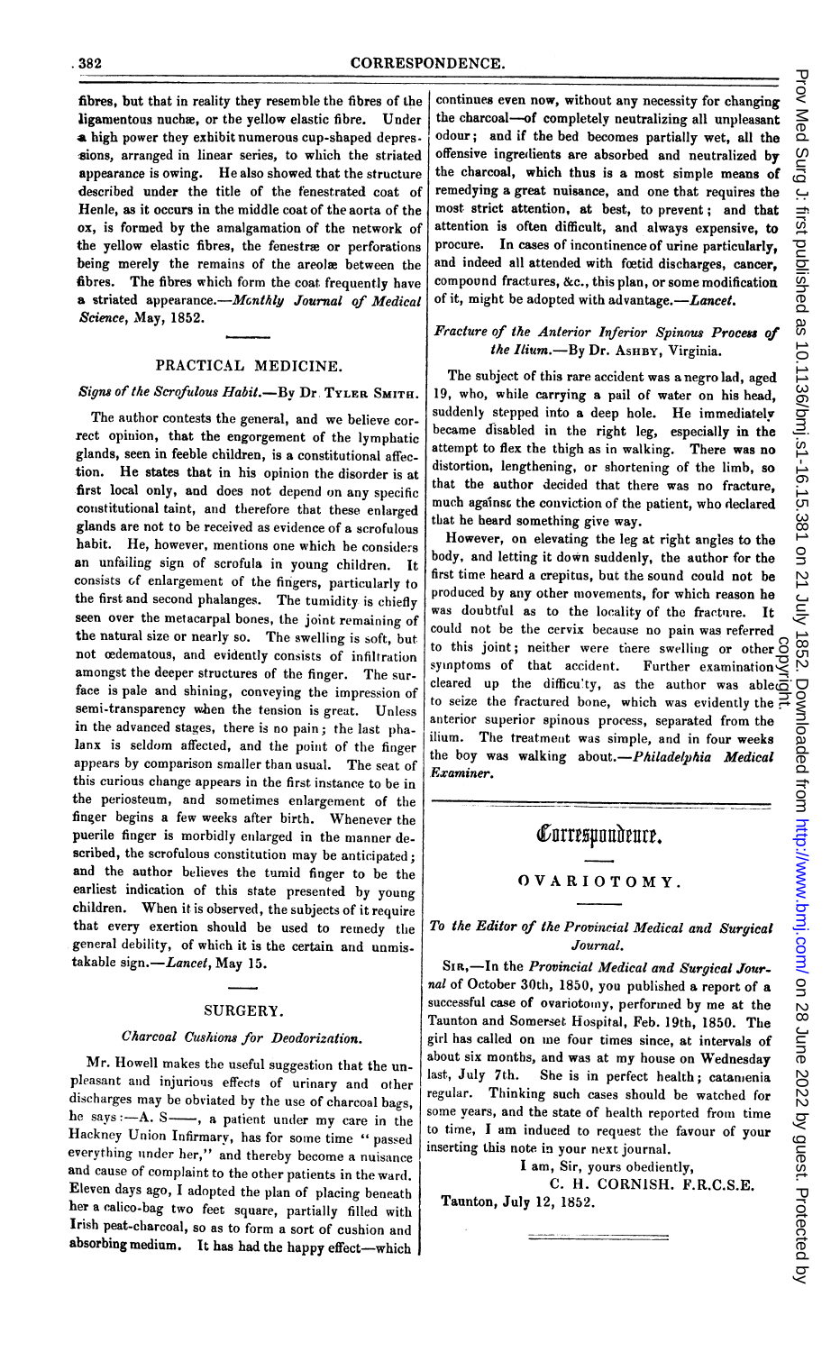fibres, but that in reality they resemble the fibres of the ligamentous nuchæ, or the yellow elastic fibre. Under a high power they exhibit numerous cup-shaped depressions, arranged in linear series, to which the striated appearance is owing. He also showed that the structure described under the title of the fenestrated coat of Henle, as it occurs in the middle coat of the aorta of the ox, is formed by the amalgamation of the network of the yellow elastic fibres, the fenestræ or perforations being merely the remains of the areolæ between the fibres. The fibres which form the coat frequently have a striated appearance.—*Monthly Journal of Medical Science*, May, 1852.

## PRACTICAL MEDICINE.

### *Signs of the Scrofulous Habit.*—By Dr. Tyler Smith.

The author contests the general, and we believe correct opinion, that the engorgement of the lymphatic glands, seen in feeble children, is a constitutional affection. He states that in his opinion the disorder is at first local only, and does not depend on any specific constitutional taint, and therefore that these enlarged glands are not to be received as evidence of a scrofulous habit. He, however, mentions one which he considers an unfailing sign of scrofula in young children. It consists of enlargement of the fingers, particularly to the first and second phalanges. The tumidity is chiefly seen over the metacarpal bones, the joint remaining of the natural size or nearly so. The swelling is soft, but not œdematous, and evidently consists of infiltration amongst the deeper structures of the finger. The surface is pale and shining, conveying the impression of semi-transparency when the tension is great. Unless in the advanced stages, there is no pain; the last phalanx is seldom affected, and the point of the finger appears by comparison smaller than usual. The seat of this curious change appears in the first instance to be in the periosteum, and sometimes enlargement of the finger begins a few weeks after birth. Whenever the puerile finger is morbidly enlarged in the manner described, the scrofulous constitution may be anticipated; and the author believes the tumid finger to be the earliest indication of this state presented by young children. When it is observed, the subjects of it require that every exertion should be used to remedy the general debility, of which it is the certain and unmistakable sign.—*Lancet*, May 15.

## SURGERY.

### *Charcoal Cushions for Deodorization.*

Mr. Howell makes the useful suggestion that the unpleasant and injurious effects of urinary and other discharges may be obviated by the use of charcoal bags, he says:—A. S——, a patient under my care in the Hackney Union Infirmary, has for some time "passed everything under her," and thereby become a nuisance and cause of complaint to the other patients in the ward. Eleven days ago, I adopted the plan of placing beneath her a calico-bag two feet square, partially filled with Irish peat-charcoal, so as to form a sort of cushion and absorbing medium. It has had the happy effect—which continues even now, without any necessity for changing the charcoal—of completely neutralizing all unpleasant odour; and if the bed becomes partially wet, all the offensive ingredients are absorbed and neutralized by the charcoal, which thus is a most simple means of remedying a great nuisance, and one that requires the most strict attention, at best, to prevent; and that attention is often difficult, and always expensive, to procure. In cases of incontinence of urine particularly, and indeed all attended with fœtid discharges, cancer, compound fractures, &c., this plan, or some modification of it, might be adopted with advantage.—*Lancet*.

### *Fracture of the Anterior Inferior Spinous Process of the Ilium.*—By Dr. Ashby, Virginia.

The subject of this rare accident was a negro lad, aged 19, who, while carrying a pail of water on his head, suddenly stepped into a deep hole. He immediately became disabled in the right leg, especially in the attempt to flex the thigh as in walking. There was no distortion, lengthening, or shortening of the limb, so that the author decided that there was no fracture, much against the conviction of the patient, who declared that he heard something give way.

However, on elevating the leg at right angles to the body, and letting it down suddenly, the author for the first time heard a crepitus, but the sound could not be produced by any other movements, for which reason he was doubtful as to the locality of the fracture. It could not be the cervix because no pain was referred to this joint; neither were there swelling or other symptoms of that accident. Further examination cleared up the difficulty, as the author was able to seize the fractured bone, which was evidently the anterior superior spinous process, separated from the ilium. The treatment was simple, and in four weeks the boy was walking about.—*Philadelphia Medical Examiner*.

# Correspondence.

## OVARIOTOMY.

*To the Editor of the Provincial Medical and Surgical Journal.*

Sir,—In the *Provincial Medical and Surgical Journal* of October 30th, 1850, you published a report of a successful case of ovariotomy, performed by me at the Taunton and Somerset Hospital, Feb. 19th, 1850. The girl has called on me four times since, at intervals of about six months, and was at my house on Wednesday last, July 7th. She is in perfect health; catamenia regular. Thinking such cases should be watched for some years, and the state of health reported from time to time, I am induced to request the favour of your inserting this note in your next journal.

I am, Sir, yours obediently,

C. H. CORNISH. F.R.C.S.E.

Taunton, July 12, 1852.